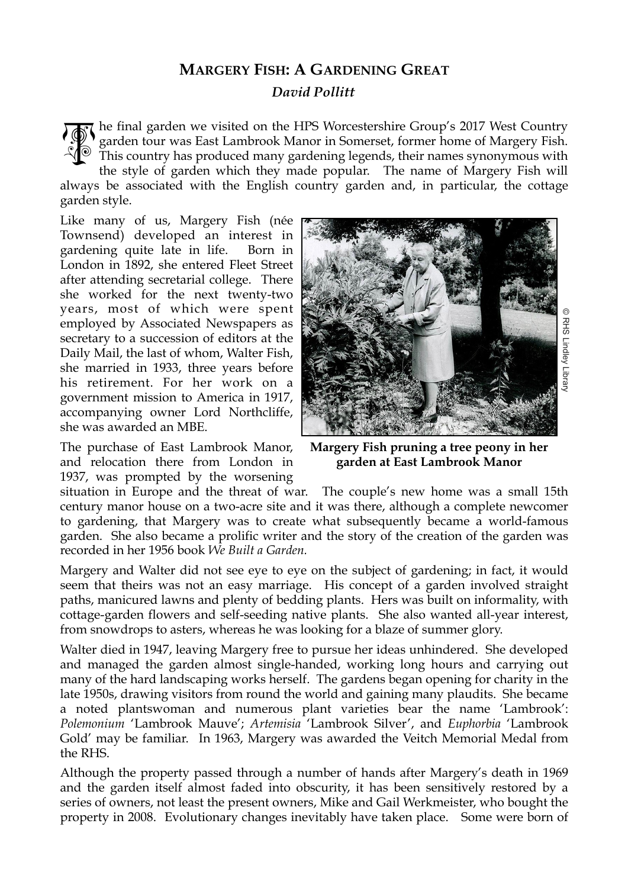# Margery Fish: A Gardening Great

*David Pollitt*

The final garden we visited on the HPS Worcestershire Group's 2017 West Country garden tour was East Lambrook Manor in Somerset, former home of Margery Fish. This country has produced many gardening legends, their names synonymous with the style of garden which they made popular. The name of Margery Fish will always be associated with the English country garden and, in particular, the cottage garden style.

Like many of us, Margery Fish (née Townsend) developed an interest in gardening quite late in life. Born in London in 1892, she entered Fleet Street after attending secretarial college. There she worked for the next twenty-two years, most of which were spent employed by Associated Newspapers as secretary to a succession of editors at the Daily Mail, the last of whom, Walter Fish, she married in 1933, three years before his retirement. For her work on a government mission to America in 1917, accompanying owner Lord Northcliffe, she was awarded an MBE.

© RHS Lindley Library

**Margery Fish pruning a tree peony in her garden at East Lambrook Manor**

The purchase of East Lambrook Manor, and relocation there from London in 1937, was prompted by the worsening situation in Europe and the threat of war. The couple's new home was a small 15th century manor house on a two-acre site and it was there, although a complete newcomer to gardening, that Margery was to create what subsequently became a world-famous garden. She also became a prolific writer and the story of the creation of the garden was recorded in her 1956 book *We Built a Garden.*

Margery and Walter did not see eye to eye on the subject of gardening; in fact, it would seem that theirs was not an easy marriage. His concept of a garden involved straight paths, manicured lawns and plenty of bedding plants. Hers was built on informality, with cottage-garden flowers and self-seeding native plants. She also wanted all-year interest, from snowdrops to asters, whereas he was looking for a blaze of summer glory.

Walter died in 1947, leaving Margery free to pursue her ideas unhindered. She developed and managed the garden almost single-handed, working long hours and carrying out many of the hard landscaping works herself. The gardens began opening for charity in the late 1950s, drawing visitors from round the world and gaining many plaudits. She became a noted plantswoman and numerous plant varieties bear the name 'Lambrook': *Polemonium* 'Lambrook Mauve'; *Artemisia* 'Lambrook Silver', and *Euphorbia* 'Lambrook Gold' may be familiar. In 1963, Margery was awarded the Veitch Memorial Medal from the RHS.

Although the property passed through a number of hands after Margery's death in 1969 and the garden itself almost faded into obscurity, it has been sensitively restored by a series of owners, not least the present owners, Mike and Gail Werkmeister, who bought the property in 2008. Evolutionary changes inevitably have taken place. Some were born of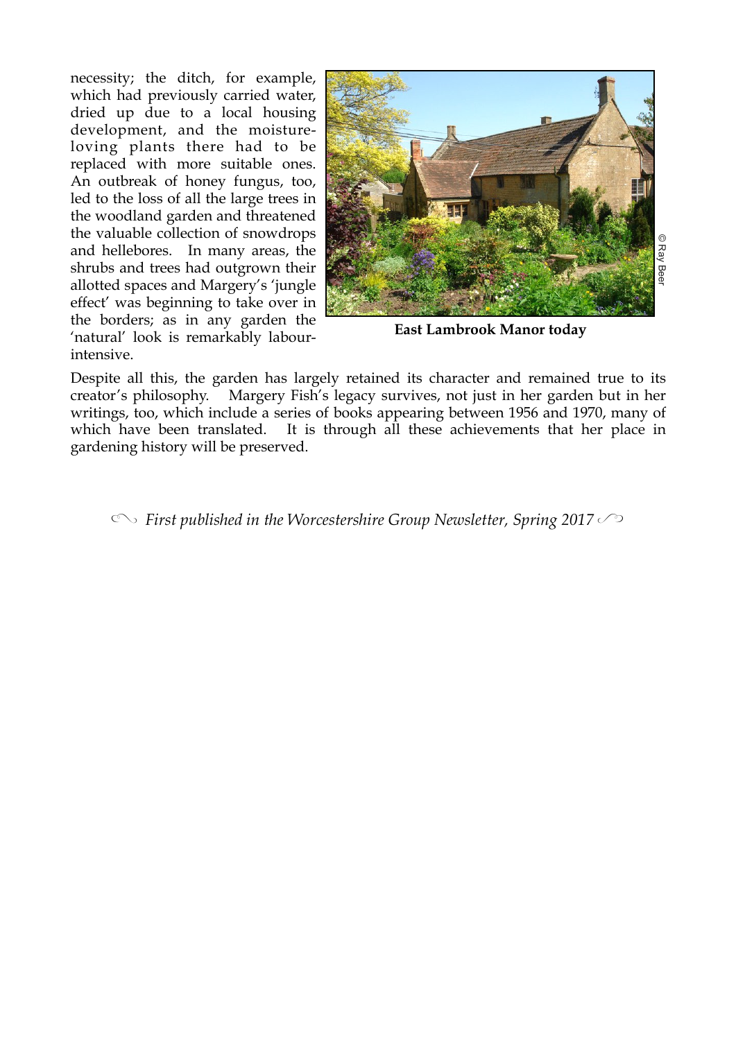necessity; the ditch, for example, which had previously carried water, dried up due to a local housing development, and the moisture-loving plants there had to be replaced with more suitable ones. An outbreak of honey fungus, too, led to the loss of all the large trees in the woodland garden and threatened the valuable collection of snowdrops and hellebores. In many areas, the shrubs and trees had outgrown their allotted spaces and Margery's 'jungle effect' was beginning to take over in the borders; as in any garden the 'natural' look is remarkably labour-intensive.

© Ray Beer

**East Lambrook Manor today**

Despite all this, the garden has largely retained its character and remained true to its creator's philosophy. Margery Fish's legacy survives, not just in her garden but in her writings, too, which include a series of books appearing between 1956 and 1970, many of which have been translated. It is through all these achievements that her place in gardening history will be preserved.

*First published in the Worcestershire Group Newsletter, Spring 2017*